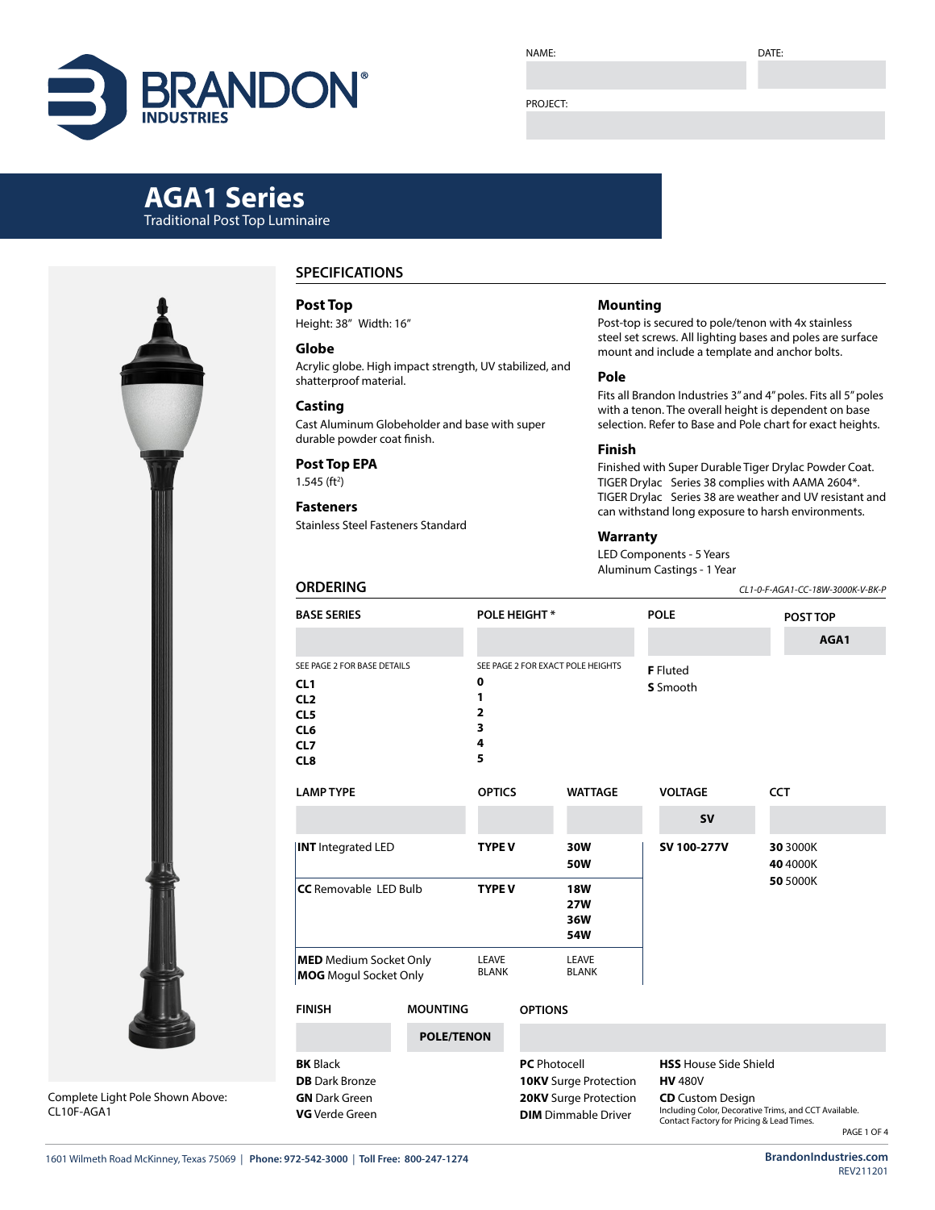NAME: DATE:

PROJECT:

# AGA1 Series

Traditional Post Top Luminaire

## SPECIFICATIONS

### Post Top
Height: 38" Width: 16"

### Globe
Acrylic globe. High impact strength, UV stabilized, and shatterproof material.

### Casting
Cast Aluminum Globeholder and base with super durable powder coat finish.

### Post Top EPA
1.545 ($ft^2$)

### Fasteners
Stainless Steel Fasteners Standard

### Mounting
Post-top is secured to pole/tenon with 4x stainless steel set screws. All lighting bases and poles are surface mount and include a template and anchor bolts.

### Pole
Fits all Brandon Industries 3" and 4" poles. Fits all 5" poles with a tenon. The overall height is dependent on base selection. Refer to Base and Pole chart for exact heights.

### Finish
Finished with Super Durable Tiger Drylac Powder Coat. TIGER Drylac Series 38 complies with AAMA 2604*. TIGER Drylac Series 38 are weather and UV resistant and can withstand long exposure to harsh environments.

### Warranty
LED Components - 5 Years
Aluminum Castings - 1 Year

## ORDERING

*CL1-0-F-AGA1-CC-18W-3000K-V-BK-P*

| BASE SERIES | POLE HEIGHT * | POLE | POST TOP |
|---|---|---|---|
| | | | **AGA1** |
| SEE PAGE 2 FOR BASE DETAILS | SEE PAGE 2 FOR EXACT POLE HEIGHTS | **F** Fluted | |
| **CL1** | **0** | **S** Smooth | |
| **CL2** | **1** | | |
| **CL5** | **2** | | |
| **CL6** | **3** | | |
| **CL7** | **4** | | |
| **CL8** | **5** | | |

| LAMP TYPE | OPTICS | WATTAGE | VOLTAGE | CCT |
|---|---|---|---|---|
| | | | **SV** | |
| **INT** Integrated LED | **TYPE V** | **30W**<br>**50W** | **SV 100-277V** | **30** 3000K<br>**40** 4000K<br>**50** 5000K |
| **CC** Removable LED Bulb | **TYPE V** | **18W**<br>**27W**<br>**36W**<br>**54W** | | |
| **MED** Medium Socket Only<br>**MOG** Mogul Socket Only | LEAVE BLANK | LEAVE BLANK | | |

| FINISH | MOUNTING | OPTIONS | |
|---|---|---|---|
| | **POLE/TENON** | | |
| **BK** Black | | **PC** Photocell | **HSS** House Side Shield |
| **DB** Dark Bronze | | **10KV** Surge Protection | **HV** 480V |
| **GN** Dark Green | | **20KV** Surge Protection | **CD** Custom Design<br>Including Color, Decorative Trims, and CCT Available. Contact Factory for Pricing & Lead Times. |
| **VG** Verde Green | | **DIM** Dimmable Driver | |

Complete Light Pole Shown Above: CL10F-AGA1

1601 Wilmeth Road McKinney, Texas 75069 | **Phone: 972-542-3000** | **Toll Free: 800-247-1274**

**BrandonIndustries.com**
REV211201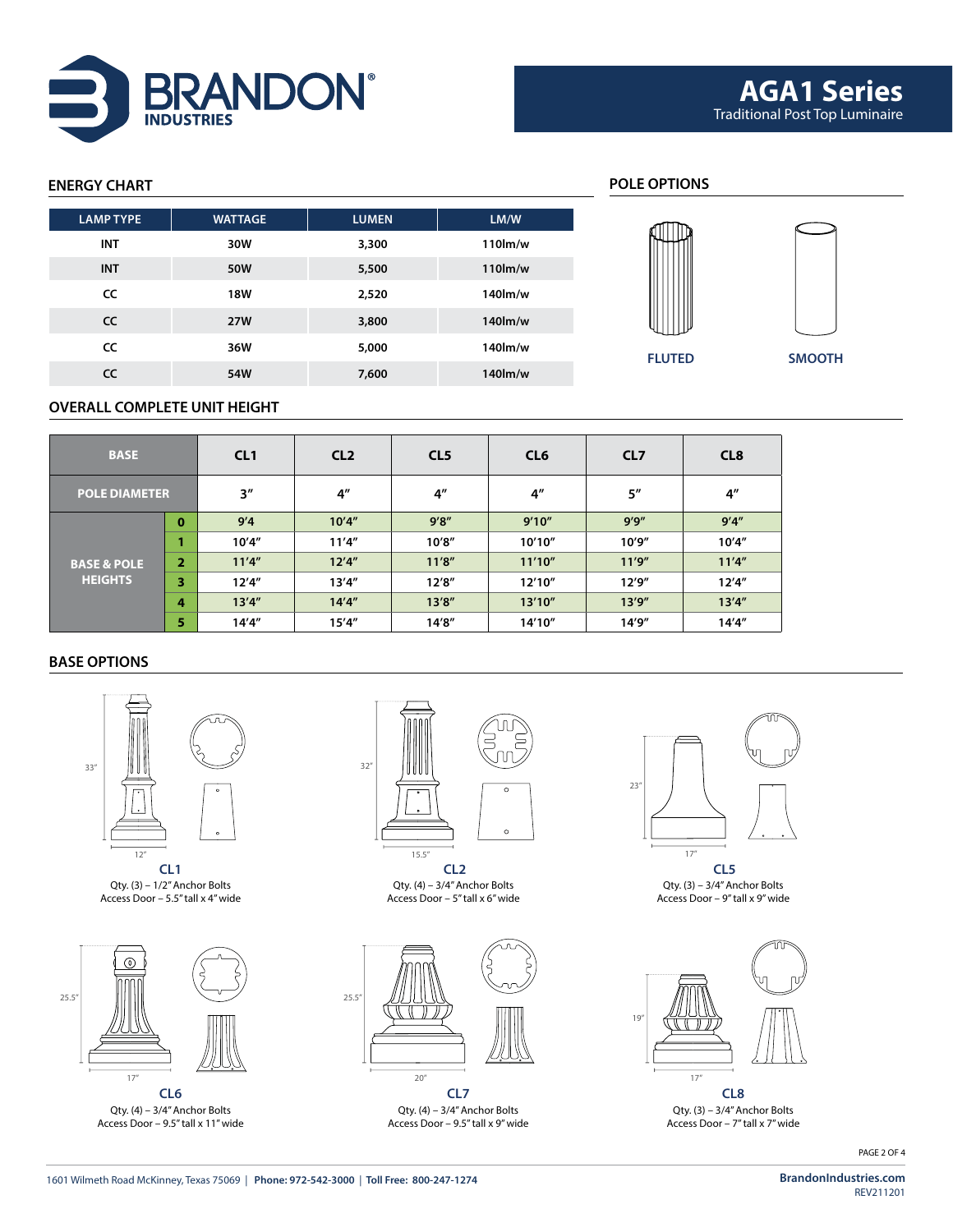# AGA1 Series
Traditional Post Top Luminaire

## ENERGY CHART

| LAMP TYPE | WATTAGE | LUMEN | LM/W |
|---|---|---|---|
| INT | 30W | 3,300 | 110lm/w |
| INT | 50W | 5,500 | 110lm/w |
| CC | 18W | 2,520 | 140lm/w |
| CC | 27W | 3,800 | 140lm/w |
| CC | 36W | 5,000 | 140lm/w |
| CC | 54W | 7,600 | 140lm/w |

## POLE OPTIONS

FLUTED

SMOOTH

## OVERALL COMPLETE UNIT HEIGHT

| BASE | | CL1 | CL2 | CL5 | CL6 | CL7 | CL8 |
|---|---|---|---|---|---|---|---|
| POLE DIAMETER | | 3" | 4" | 4" | 4" | 5" | 4" |
| BASE & POLE HEIGHTS | 0 | 9'4 | 10'4" | 9'8" | 9'10" | 9'9" | 9'4" |
| | 1 | 10'4" | 11'4" | 10'8" | 10'10" | 10'9" | 10'4" |
| | 2 | 11'4" | 12'4" | 11'8" | 11'10" | 11'9" | 11'4" |
| | 3 | 12'4" | 13'4" | 12'8" | 12'10" | 12'9" | 12'4" |
| | 4 | 13'4" | 14'4" | 13'8" | 13'10" | 13'9" | 13'4" |
| | 5 | 14'4" | 15'4" | 14'8" | 14'10" | 14'9" | 14'4" |

## BASE OPTIONS

33"
12"

**CL1**
Qty. (3) – 1/2" Anchor Bolts
Access Door – 5.5" tall x 4" wide

32"
15.5"

**CL2**
Qty. (4) – 3/4" Anchor Bolts
Access Door – 5" tall x 6" wide

23"
17"

**CL5**
Qty. (3) – 3/4" Anchor Bolts
Access Door – 9" tall x 9" wide

25.5"
17"

**CL6**
Qty. (4) – 3/4" Anchor Bolts
Access Door – 9.5" tall x 11" wide

25.5"
20"

**CL7**
Qty. (4) – 3/4" Anchor Bolts
Access Door – 9.5" tall x 9" wide

19"
17"

**CL8**
Qty. (3) – 3/4" Anchor Bolts
Access Door – 7" tall x 7" wide

1601 Wilmeth Road McKinney, Texas 75069 | **Phone: 972-542-3000** | **Toll Free: 800-247-1274**

**BrandonIndustries.com**
REV211201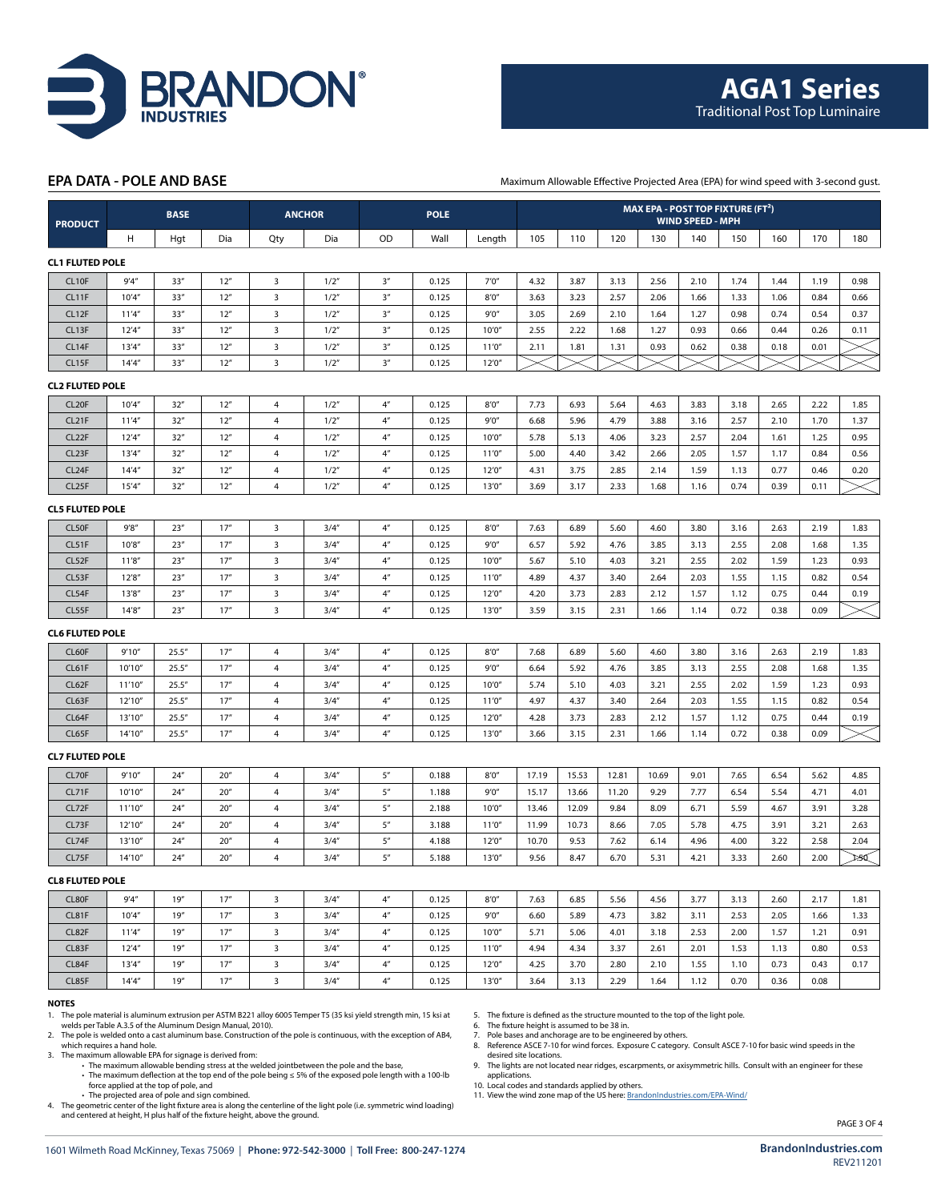# BRANDON INDUSTRIES

## AGA1 Series
Traditional Post Top Luminaire

## EPA DATA - POLE AND BASE

Maximum Allowable Effective Projected Area (EPA) for wind speed with 3-second gust.

| PRODUCT | BASE | | | ANCHOR | | POLE | | | MAX EPA - POST TOP FIXTURE (FT²) WIND SPEED - MPH | | | | | | | | |
|---|---|---|---|---|---|---|---|---|---|---|---|---|---|---|---|---|---|
| | H | Hgt | Dia | Qty | Dia | OD | Wall | Length | 105 | 110 | 120 | 130 | 140 | 150 | 160 | 170 | 180 |
| **CL1 FLUTED POLE** | | | | | | | | | | | | | | | | | |
| CL10F | 9'4" | 33" | 12" | 3 | 1/2" | 3" | 0.125 | 7'0" | 4.32 | 3.87 | 3.13 | 2.56 | 2.10 | 1.74 | 1.44 | 1.19 | 0.98 |
| CL11F | 10'4" | 33" | 12" | 3 | 1/2" | 3" | 0.125 | 8'0" | 3.63 | 3.23 | 2.57 | 2.06 | 1.66 | 1.33 | 1.06 | 0.84 | 0.66 |
| CL12F | 11'4" | 33" | 12" | 3 | 1/2" | 3" | 0.125 | 9'0" | 3.05 | 2.69 | 2.10 | 1.64 | 1.27 | 0.98 | 0.74 | 0.54 | 0.37 |
| CL13F | 12'4" | 33" | 12" | 3 | 1/2" | 3" | 0.125 | 10'0" | 2.55 | 2.22 | 1.68 | 1.27 | 0.93 | 0.66 | 0.44 | 0.26 | 0.11 |
| CL14F | 13'4" | 33" | 12" | 3 | 1/2" | 3" | 0.125 | 11'0" | 2.11 | 1.81 | 1.31 | 0.93 | 0.62 | 0.38 | 0.18 | 0.01 | |
| CL15F | 14'4" | 33" | 12" | 3 | 1/2" | 3" | 0.125 | 12'0" | | | | | | | | | |
| **CL2 FLUTED POLE** | | | | | | | | | | | | | | | | | |
| CL20F | 10'4" | 32" | 12" | 4 | 1/2" | 4" | 0.125 | 8'0" | 7.73 | 6.93 | 5.64 | 4.63 | 3.83 | 3.18 | 2.65 | 2.22 | 1.85 |
| CL21F | 11'4" | 32" | 12" | 4 | 1/2" | 4" | 0.125 | 9'0" | 6.68 | 5.96 | 4.79 | 3.88 | 3.16 | 2.57 | 2.10 | 1.70 | 1.37 |
| CL22F | 12'4" | 32" | 12" | 4 | 1/2" | 4" | 0.125 | 10'0" | 5.78 | 5.13 | 4.06 | 3.23 | 2.57 | 2.04 | 1.61 | 1.25 | 0.95 |
| CL23F | 13'4" | 32" | 12" | 4 | 1/2" | 4" | 0.125 | 11'0" | 5.00 | 4.40 | 3.42 | 2.66 | 2.05 | 1.57 | 1.17 | 0.84 | 0.56 |
| CL24F | 14'4" | 32" | 12" | 4 | 1/2" | 4" | 0.125 | 12'0" | 4.31 | 3.75 | 2.85 | 2.14 | 1.59 | 1.13 | 0.77 | 0.46 | 0.20 |
| CL25F | 15'4" | 32" | 12" | 4 | 1/2" | 4" | 0.125 | 13'0" | 3.69 | 3.17 | 2.33 | 1.68 | 1.16 | 0.74 | 0.39 | 0.11 | |
| **CL5 FLUTED POLE** | | | | | | | | | | | | | | | | | |
| CL50F | 9'8" | 23" | 17" | 3 | 3/4" | 4" | 0.125 | 8'0" | 7.63 | 6.89 | 5.60 | 4.60 | 3.80 | 3.16 | 2.63 | 2.19 | 1.83 |
| CL51F | 10'8" | 23" | 17" | 3 | 3/4" | 4" | 0.125 | 9'0" | 6.57 | 5.92 | 4.76 | 3.85 | 3.13 | 2.55 | 2.08 | 1.68 | 1.35 |
| CL52F | 11'8" | 23" | 17" | 3 | 3/4" | 4" | 0.125 | 10'0" | 5.67 | 5.10 | 4.03 | 3.21 | 2.55 | 2.02 | 1.59 | 1.23 | 0.93 |
| CL53F | 12'8" | 23" | 17" | 3 | 3/4" | 4" | 0.125 | 11'0" | 4.89 | 4.37 | 3.40 | 2.64 | 2.03 | 1.55 | 1.15 | 0.82 | 0.54 |
| CL54F | 13'8" | 23" | 17" | 3 | 3/4" | 4" | 0.125 | 12'0" | 4.20 | 3.73 | 2.83 | 2.12 | 1.57 | 1.12 | 0.75 | 0.44 | 0.19 |
| CL55F | 14'8" | 23" | 17" | 3 | 3/4" | 4" | 0.125 | 13'0" | 3.59 | 3.15 | 2.31 | 1.66 | 1.14 | 0.72 | 0.38 | 0.09 | |
| **CL6 FLUTED POLE** | | | | | | | | | | | | | | | | | |
| CL60F | 9'10" | 25.5" | 17" | 4 | 3/4" | 4" | 0.125 | 8'0" | 7.68 | 6.89 | 5.60 | 4.60 | 3.80 | 3.16 | 2.63 | 2.19 | 1.83 |
| CL61F | 10'10" | 25.5" | 17" | 4 | 3/4" | 4" | 0.125 | 9'0" | 6.64 | 5.92 | 4.76 | 3.85 | 3.13 | 2.55 | 2.08 | 1.68 | 1.35 |
| CL62F | 11'10" | 25.5" | 17" | 4 | 3/4" | 4" | 0.125 | 10'0" | 5.74 | 5.10 | 4.03 | 3.21 | 2.55 | 2.02 | 1.59 | 1.23 | 0.93 |
| CL63F | 12'10" | 25.5" | 17" | 4 | 3/4" | 4" | 0.125 | 11'0" | 4.97 | 4.37 | 3.40 | 2.64 | 2.03 | 1.55 | 1.15 | 0.82 | 0.54 |
| CL64F | 13'10" | 25.5" | 17" | 4 | 3/4" | 4" | 0.125 | 12'0" | 4.28 | 3.73 | 2.83 | 2.12 | 1.57 | 1.12 | 0.75 | 0.44 | 0.19 |
| CL65F | 14'10" | 25.5" | 17" | 4 | 3/4" | 4" | 0.125 | 13'0" | 3.66 | 3.15 | 2.31 | 1.66 | 1.14 | 0.72 | 0.38 | 0.09 | |
| **CL7 FLUTED POLE** | | | | | | | | | | | | | | | | | |
| CL70F | 9'10" | 24" | 20" | 4 | 3/4" | 5" | 0.188 | 8'0" | 17.19 | 15.53 | 12.81 | 10.69 | 9.01 | 7.65 | 6.54 | 5.62 | 4.85 |
| CL71F | 10'10" | 24" | 20" | 4 | 3/4" | 5" | 1.188 | 9'0" | 15.17 | 13.66 | 11.20 | 9.29 | 7.77 | 6.54 | 5.54 | 4.71 | 4.01 |
| CL72F | 11'10" | 24" | 20" | 4 | 3/4" | 5" | 2.188 | 10'0" | 13.46 | 12.09 | 9.84 | 8.09 | 6.71 | 5.59 | 4.67 | 3.91 | 3.28 |
| CL73F | 12'10" | 24" | 20" | 4 | 3/4" | 5" | 3.188 | 11'0" | 11.99 | 10.73 | 8.66 | 7.05 | 5.78 | 4.75 | 3.91 | 3.21 | 2.63 |
| CL74F | 13'10" | 24" | 20" | 4 | 3/4" | 5" | 4.188 | 12'0" | 10.70 | 9.53 | 7.62 | 6.14 | 4.96 | 4.00 | 3.22 | 2.58 | 2.04 |
| CL75F | 14'10" | 24" | 20" | 4 | 3/4" | 5" | 5.188 | 13'0" | 9.56 | 8.47 | 6.70 | 5.31 | 4.21 | 3.33 | 2.60 | 2.00 | 1.50 |
| **CL8 FLUTED POLE** | | | | | | | | | | | | | | | | | |
| CL80F | 9'4" | 19" | 17" | 3 | 3/4" | 4" | 0.125 | 8'0" | 7.63 | 6.85 | 5.56 | 4.56 | 3.77 | 3.13 | 2.60 | 2.17 | 1.81 |
| CL81F | 10'4" | 19" | 17" | 3 | 3/4" | 4" | 0.125 | 9'0" | 6.60 | 5.89 | 4.73 | 3.82 | 3.11 | 2.53 | 2.05 | 1.66 | 1.33 |
| CL82F | 11'4" | 19" | 17" | 3 | 3/4" | 4" | 0.125 | 10'0" | 5.71 | 5.06 | 4.01 | 3.18 | 2.53 | 2.00 | 1.57 | 1.21 | 0.91 |
| CL83F | 12'4" | 19" | 17" | 3 | 3/4" | 4" | 0.125 | 11'0" | 4.94 | 4.34 | 3.37 | 2.61 | 2.01 | 1.53 | 1.13 | 0.80 | 0.53 |
| CL84F | 13'4" | 19" | 17" | 3 | 3/4" | 4" | 0.125 | 12'0" | 4.25 | 3.70 | 2.80 | 2.10 | 1.55 | 1.10 | 0.73 | 0.43 | 0.17 |
| CL85F | 14'4" | 19" | 17" | 3 | 3/4" | 4" | 0.125 | 13'0" | 3.64 | 3.13 | 2.29 | 1.64 | 1.12 | 0.70 | 0.36 | 0.08 | |

### NOTES

1. The pole material is aluminum extrusion per ASTM B221 alloy 6005 Temper T5 (35 ksi yield strength min, 15 ksi at welds per Table A.3.5 of the Aluminum Design Manual, 2010).
2. The pole is welded onto a cast aluminum base. Construction of the pole is continuous, with the exception of AB4, which requires a hand hole.
3. The maximum allowable EPA for signage is derived from:
   - The maximum allowable bending stress at the welded jointbetween the pole and the base,
   - The maximum deflection at the top end of the pole being ≤ 5% of the exposed pole length with a 100-lb force applied at the top of pole, and
   - The projected area of pole and sign combined.
4. The geometric center of the light fixture area is along the centerline of the light pole (i.e. symmetric wind loading) and centered at height, H plus half of the fixture height, above the ground.
5. The fixture is defined as the structure mounted to the top of the light pole.
6. The fixture height is assumed to be 38 in.
7. Pole bases and anchorage are to be engineered by others.
8. Reference ASCE 7-10 for wind forces. Exposure C category. Consult ASCE 7-10 for basic wind speeds in the desired site locations.
9. The lights are not located near ridges, escarpments, or axisymmetric hills. Consult with an engineer for these applications.
10. Local codes and standards applied by others.
11. View the wind zone map of the US here: BrandonIndustries.com/EPA-Wind/

1601 Wilmeth Road McKinney, Texas 75069 | **Phone: 972-542-3000** | **Toll Free: 800-247-1274**

**BrandonIndustries.com**
REV211201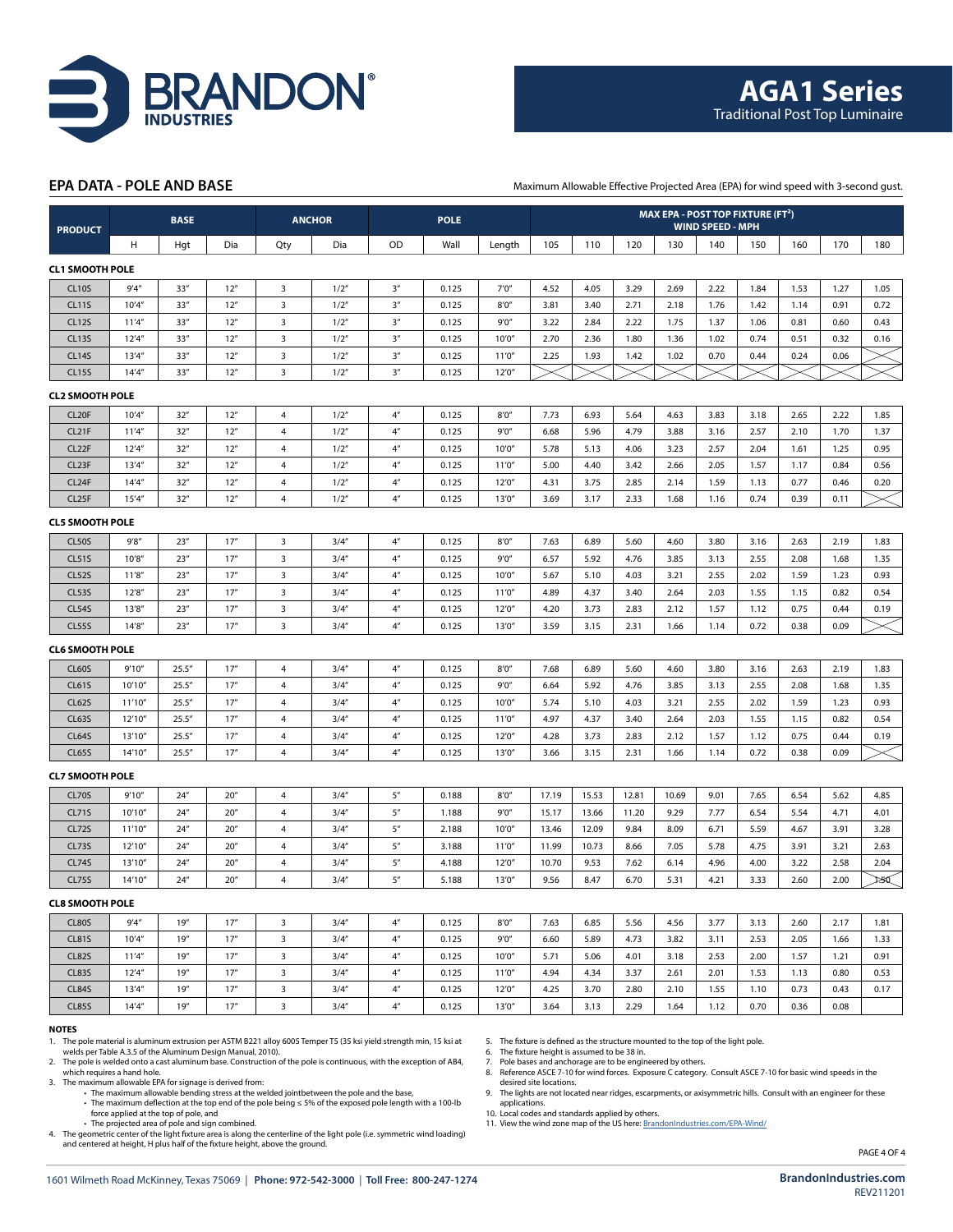# AGA1 Series

Traditional Post Top Luminaire

## EPA DATA - POLE AND BASE

Maximum Allowable Effective Projected Area (EPA) for wind speed with 3-second gust.

| PRODUCT | BASE | | | ANCHOR | | POLE | | | MAX EPA - POST TOP FIXTURE (FT²) WIND SPEED - MPH | | | | | | | | |
|---|---|---|---|---|---|---|---|---|---|---|---|---|---|---|---|---|---|
| | H | Hgt | Dia | Qty | Dia | OD | Wall | Length | 105 | 110 | 120 | 130 | 140 | 150 | 160 | 170 | 180 |
| **CL1 SMOOTH POLE** | | | | | | | | | | | | | | | | | |
| CL10S | 9'4" | 33" | 12" | 3 | 1/2" | 3" | 0.125 | 7'0" | 4.52 | 4.05 | 3.29 | 2.69 | 2.22 | 1.84 | 1.53 | 1.27 | 1.05 |
| CL11S | 10'4" | 33" | 12" | 3 | 1/2" | 3" | 0.125 | 8'0" | 3.81 | 3.40 | 2.71 | 2.18 | 1.76 | 1.42 | 1.14 | 0.91 | 0.72 |
| CL12S | 11'4" | 33" | 12" | 3 | 1/2" | 3" | 0.125 | 9'0" | 3.22 | 2.84 | 2.22 | 1.75 | 1.37 | 1.06 | 0.81 | 0.60 | 0.43 |
| CL13S | 12'4" | 33" | 12" | 3 | 1/2" | 3" | 0.125 | 10'0" | 2.70 | 2.36 | 1.80 | 1.36 | 1.02 | 0.74 | 0.51 | 0.32 | 0.16 |
| CL14S | 13'4" | 33" | 12" | 3 | 1/2" | 3" | 0.125 | 11'0" | 2.25 | 1.93 | 1.42 | 1.02 | 0.70 | 0.44 | 0.24 | 0.06 | |
| CL15S | 14'4" | 33" | 12" | 3 | 1/2" | 3" | 0.125 | 12'0" | | | | | | | | | |
| **CL2 SMOOTH POLE** | | | | | | | | | | | | | | | | | |
| CL20F | 10'4" | 32" | 12" | 4 | 1/2" | 4" | 0.125 | 8'0" | 7.73 | 6.93 | 5.64 | 4.63 | 3.83 | 3.18 | 2.65 | 2.22 | 1.85 |
| CL21F | 11'4" | 32" | 12" | 4 | 1/2" | 4" | 0.125 | 9'0" | 6.68 | 5.96 | 4.79 | 3.88 | 3.16 | 2.57 | 2.10 | 1.70 | 1.37 |
| CL22F | 12'4" | 32" | 12" | 4 | 1/2" | 4" | 0.125 | 10'0" | 5.78 | 5.13 | 4.06 | 3.23 | 2.57 | 2.04 | 1.61 | 1.25 | 0.95 |
| CL23F | 13'4" | 32" | 12" | 4 | 1/2" | 4" | 0.125 | 11'0" | 5.00 | 4.40 | 3.42 | 2.66 | 2.05 | 1.57 | 1.17 | 0.84 | 0.56 |
| CL24F | 14'4" | 32" | 12" | 4 | 1/2" | 4" | 0.125 | 12'0" | 4.31 | 3.75 | 2.85 | 2.14 | 1.59 | 1.13 | 0.77 | 0.46 | 0.20 |
| CL25F | 15'4" | 32" | 12" | 4 | 1/2" | 4" | 0.125 | 13'0" | 3.69 | 3.17 | 2.33 | 1.68 | 1.16 | 0.74 | 0.39 | 0.11 | |
| **CL5 SMOOTH POLE** | | | | | | | | | | | | | | | | | |
| CL50S | 9'8" | 23" | 17" | 3 | 3/4" | 4" | 0.125 | 8'0" | 7.63 | 6.89 | 5.60 | 4.60 | 3.80 | 3.16 | 2.63 | 2.19 | 1.83 |
| CL51S | 10'8" | 23" | 17" | 3 | 3/4" | 4" | 0.125 | 9'0" | 6.57 | 5.92 | 4.76 | 3.85 | 3.13 | 2.55 | 2.08 | 1.68 | 1.35 |
| CL52S | 11'8" | 23" | 17" | 3 | 3/4" | 4" | 0.125 | 10'0" | 5.67 | 5.10 | 4.03 | 3.21 | 2.55 | 2.02 | 1.59 | 1.23 | 0.93 |
| CL53S | 12'8" | 23" | 17" | 3 | 3/4" | 4" | 0.125 | 11'0" | 4.89 | 4.37 | 3.40 | 2.64 | 2.03 | 1.55 | 1.15 | 0.82 | 0.54 |
| CL54S | 13'8" | 23" | 17" | 3 | 3/4" | 4" | 0.125 | 12'0" | 4.20 | 3.73 | 2.83 | 2.12 | 1.57 | 1.12 | 0.75 | 0.44 | 0.19 |
| CL55S | 14'8" | 23" | 17" | 3 | 3/4" | 4" | 0.125 | 13'0" | 3.59 | 3.15 | 2.31 | 1.66 | 1.14 | 0.72 | 0.38 | 0.09 | |
| **CL6 SMOOTH POLE** | | | | | | | | | | | | | | | | | |
| CL60S | 9'10" | 25.5" | 17" | 4 | 3/4" | 4" | 0.125 | 8'0" | 7.68 | 6.89 | 5.60 | 4.60 | 3.80 | 3.16 | 2.63 | 2.19 | 1.83 |
| CL61S | 10'10" | 25.5" | 17" | 4 | 3/4" | 4" | 0.125 | 9'0" | 6.64 | 5.92 | 4.76 | 3.85 | 3.13 | 2.55 | 2.08 | 1.68 | 1.35 |
| CL62S | 11'10" | 25.5" | 17" | 4 | 3/4" | 4" | 0.125 | 10'0" | 5.74 | 5.10 | 4.03 | 3.21 | 2.55 | 2.02 | 1.59 | 1.23 | 0.93 |
| CL63S | 12'10" | 25.5" | 17" | 4 | 3/4" | 4" | 0.125 | 11'0" | 4.97 | 4.37 | 3.40 | 2.64 | 2.03 | 1.55 | 1.15 | 0.82 | 0.54 |
| CL64S | 13'10" | 25.5" | 17" | 4 | 3/4" | 4" | 0.125 | 12'0" | 4.28 | 3.73 | 2.83 | 2.12 | 1.57 | 1.12 | 0.75 | 0.44 | 0.19 |
| CL65S | 14'10" | 25.5" | 17" | 4 | 3/4" | 4" | 0.125 | 13'0" | 3.66 | 3.15 | 2.31 | 1.66 | 1.14 | 0.72 | 0.38 | 0.09 | |
| **CL7 SMOOTH POLE** | | | | | | | | | | | | | | | | | |
| CL70S | 9'10" | 24" | 20" | 4 | 3/4" | 5" | 0.188 | 8'0" | 17.19 | 15.53 | 12.81 | 10.69 | 9.01 | 7.65 | 6.54 | 5.62 | 4.85 |
| CL71S | 10'10" | 24" | 20" | 4 | 3/4" | 5" | 1.188 | 9'0" | 15.17 | 13.66 | 11.20 | 9.29 | 7.77 | 6.54 | 5.54 | 4.71 | 4.01 |
| CL72S | 11'10" | 24" | 20" | 4 | 3/4" | 5" | 2.188 | 10'0" | 13.46 | 12.09 | 9.84 | 8.09 | 6.71 | 5.59 | 4.67 | 3.91 | 3.28 |
| CL73S | 12'10" | 24" | 20" | 4 | 3/4" | 5" | 3.188 | 11'0" | 11.99 | 10.73 | 8.66 | 7.05 | 5.78 | 4.75 | 3.91 | 3.21 | 2.63 |
| CL74S | 13'10" | 24" | 20" | 4 | 3/4" | 5" | 4.188 | 12'0" | 10.70 | 9.53 | 7.62 | 6.14 | 4.96 | 4.00 | 3.22 | 2.58 | 2.04 |
| CL75S | 14'10" | 24" | 20" | 4 | 3/4" | 5" | 5.188 | 13'0" | 9.56 | 8.47 | 6.70 | 5.31 | 4.21 | 3.33 | 2.60 | 2.00 | 1.50 |
| **CL8 SMOOTH POLE** | | | | | | | | | | | | | | | | | |
| CL80S | 9'4" | 19" | 17" | 3 | 3/4" | 4" | 0.125 | 8'0" | 7.63 | 6.85 | 5.56 | 4.56 | 3.77 | 3.13 | 2.60 | 2.17 | 1.81 |
| CL81S | 10'4" | 19" | 17" | 3 | 3/4" | 4" | 0.125 | 9'0" | 6.60 | 5.89 | 4.73 | 3.82 | 3.11 | 2.53 | 2.05 | 1.66 | 1.33 |
| CL82S | 11'4" | 19" | 17" | 3 | 3/4" | 4" | 0.125 | 10'0" | 5.71 | 5.06 | 4.01 | 3.18 | 2.53 | 2.00 | 1.57 | 1.21 | 0.91 |
| CL83S | 12'4" | 19" | 17" | 3 | 3/4" | 4" | 0.125 | 11'0" | 4.94 | 4.34 | 3.37 | 2.61 | 2.01 | 1.53 | 1.13 | 0.80 | 0.53 |
| CL84S | 13'4" | 19" | 17" | 3 | 3/4" | 4" | 0.125 | 12'0" | 4.25 | 3.70 | 2.80 | 2.10 | 1.55 | 1.10 | 0.73 | 0.43 | 0.17 |
| CL85S | 14'4" | 19" | 17" | 3 | 3/4" | 4" | 0.125 | 13'0" | 3.64 | 3.13 | 2.29 | 1.64 | 1.12 | 0.70 | 0.36 | 0.08 | |

### NOTES

1. The pole material is aluminum extrusion per ASTM B221 alloy 6005 Temper T5 (35 ksi yield strength min, 15 ksi at welds per Table A.3.5 of the Aluminum Design Manual, 2010).
2. The pole is welded onto a cast aluminum base. Construction of the pole is continuous, with the exception of AB4, which requires a hand hole.
3. The maximum allowable EPA for signage is derived from:
   - The maximum allowable bending stress at the welded jointbetween the pole and the base,
   - The maximum deflection at the top end of the pole being ≤ 5% of the exposed pole length with a 100-lb force applied at the top of pole, and
   - The projected area of pole and sign combined.
4. The geometric center of the light fixture area is along the centerline of the light pole (i.e. symmetric wind loading) and centered at height, H plus half of the fixture height, above the ground.
5. The fixture is defined as the structure mounted to the top of the light pole.
6. The fixture height is assumed to be 38 in.
7. Pole bases and anchorage are to be engineered by others.
8. Reference ASCE 7-10 for wind forces. Exposure C category. Consult ASCE 7-10 for basic wind speeds in the desired site locations.
9. The lights are not located near ridges, escarpments, or axisymmetric hills. Consult with an engineer for these applications.
10. Local codes and standards applied by others.
11. View the wind zone map of the US here: BrandonIndustries.com/EPA-Wind/

1601 Wilmeth Road McKinney, Texas 75069 | **Phone: 972-542-3000** | **Toll Free: 800-247-1274**

**BrandonIndustries.com**
REV211201